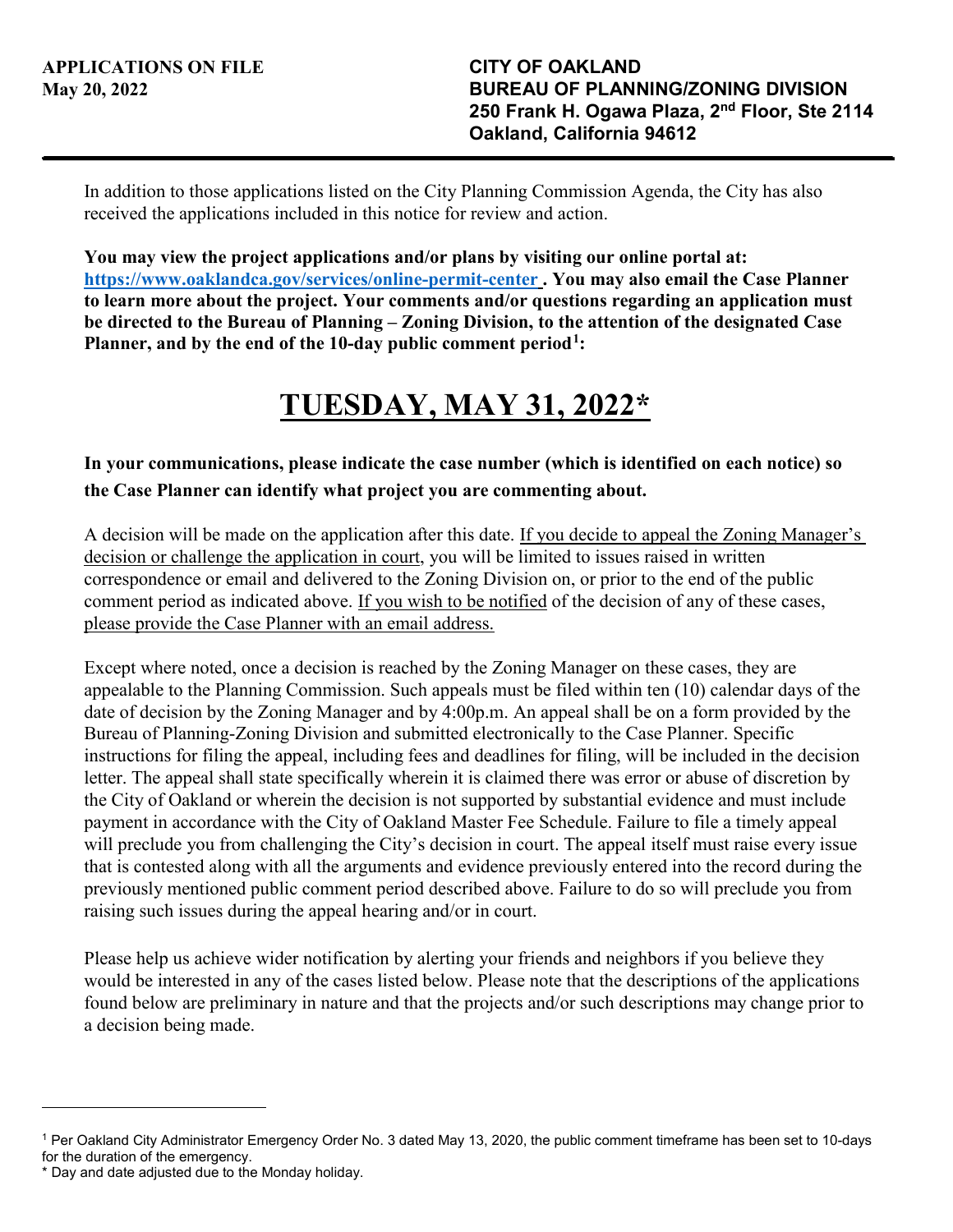**APPLICATIONS ON FILE**
**May 20, 2022**

**CITY OF OAKLAND**
**BUREAU OF PLANNING/ZONING DIVISION**
**250 Frank H. Ogawa Plaza, 2nd Floor, Ste 2114**
**Oakland, California 94612**

---

In addition to those applications listed on the City Planning Commission Agenda, the City has also received the applications included in this notice for review and action.

**You may view the project applications and/or plans by visiting our online portal at: [https://www.oaklandca.gov/services/online-permit-center](https://www.oaklandca.gov/services/online-permit-center). You may also email the Case Planner to learn more about the project. Your comments and/or questions regarding an application must be directed to the Bureau of Planning – Zoning Division, to the attention of the designated Case Planner, and by the end of the 10-day public comment period[1]:**

# TUESDAY, MAY 31, 2022*

**In your communications, please indicate the case number (which is identified on each notice) so the Case Planner can identify what project you are commenting about.**

A decision will be made on the application after this date. If you decide to appeal the Zoning Manager's decision or challenge the application in court, you will be limited to issues raised in written correspondence or email and delivered to the Zoning Division on, or prior to the end of the public comment period as indicated above. If you wish to be notified of the decision of any of these cases, please provide the Case Planner with an email address.

Except where noted, once a decision is reached by the Zoning Manager on these cases, they are appealable to the Planning Commission. Such appeals must be filed within ten (10) calendar days of the date of decision by the Zoning Manager and by 4:00p.m. An appeal shall be on a form provided by the Bureau of Planning-Zoning Division and submitted electronically to the Case Planner. Specific instructions for filing the appeal, including fees and deadlines for filing, will be included in the decision letter. The appeal shall state specifically wherein it is claimed there was error or abuse of discretion by the City of Oakland or wherein the decision is not supported by substantial evidence and must include payment in accordance with the City of Oakland Master Fee Schedule. Failure to file a timely appeal will preclude you from challenging the City's decision in court. The appeal itself must raise every issue that is contested along with all the arguments and evidence previously entered into the record during the previously mentioned public comment period described above. Failure to do so will preclude you from raising such issues during the appeal hearing and/or in court.

Please help us achieve wider notification by alerting your friends and neighbors if you believe they would be interested in any of the cases listed below. Please note that the descriptions of the applications found below are preliminary in nature and that the projects and/or such descriptions may change prior to a decision being made.

---

[1] Per Oakland City Administrator Emergency Order No. 3 dated May 13, 2020, the public comment timeframe has been set to 10-days for the duration of the emergency.

* Day and date adjusted due to the Monday holiday.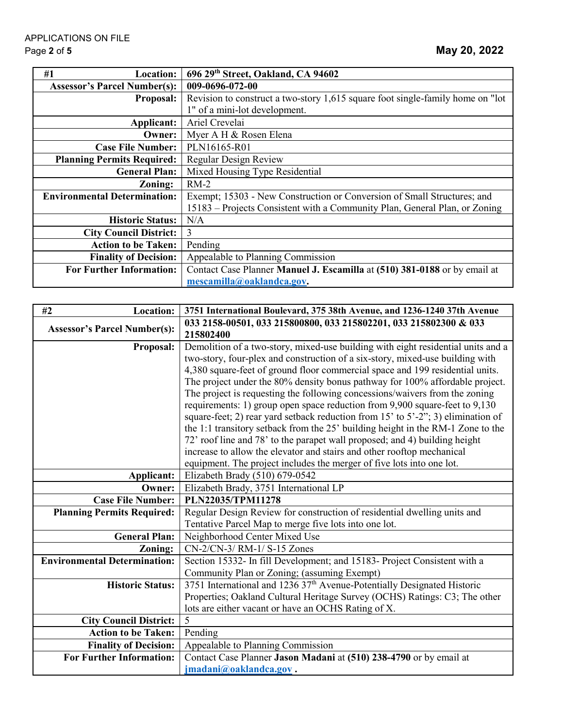| #1 Location: | 696 29th Street, Oakland, CA 94602 |
|---|---|
| Assessor's Parcel Number(s): | 009-0696-072-00 |
| Proposal: | Revision to construct a two-story 1,615 square foot single-family home on "lot 1" of a mini-lot development. |
| Applicant: | Ariel Crevelai |
| Owner: | Myer A H & Rosen Elena |
| Case File Number: | PLN16165-R01 |
| Planning Permits Required: | Regular Design Review |
| General Plan: | Mixed Housing Type Residential |
| Zoning: | RM-2 |
| Environmental Determination: | Exempt; 15303 - New Construction or Conversion of Small Structures; and 15183 – Projects Consistent with a Community Plan, General Plan, or Zoning |
| Historic Status: | N/A |
| City Council District: | 3 |
| Action to be Taken: | Pending |
| Finality of Decision: | Appealable to Planning Commission |
| For Further Information: | Contact Case Planner **Manuel J. Escamilla** at **(510) 381-0188** or by email at **mescamilla@oaklandca.gov.** |

| #2 Location: | 3751 International Boulevard, 375 38th Avenue, and 1236-1240 37th Avenue |
|---|---|
| Assessor's Parcel Number(s): | 033 2158-00501, 033 215800800, 033 215802201, 033 215802300 & 033 215802400 |
| Proposal: | Demolition of a two-story, mixed-use building with eight residential units and a two-story, four-plex and construction of a six-story, mixed-use building with 4,380 square-feet of ground floor commercial space and 199 residential units. The project under the 80% density bonus pathway for 100% affordable project. The project is requesting the following concessions/waivers from the zoning requirements: 1) group open space reduction from 9,900 square-feet to 9,130 square-feet; 2) rear yard setback reduction from 15' to 5'-2"; 3) elimination of the 1:1 transitory setback from the 25' building height in the RM-1 Zone to the 72' roof line and 78' to the parapet wall proposed; and 4) building height increase to allow the elevator and stairs and other rooftop mechanical equipment. The project includes the merger of five lots into one lot. |
| Applicant: | Elizabeth Brady (510) 679-0542 |
| Owner: | Elizabeth Brady, 3751 International LP |
| Case File Number: | **PLN22035/TPM11278** |
| Planning Permits Required: | Regular Design Review for construction of residential dwelling units and Tentative Parcel Map to merge five lots into one lot. |
| General Plan: | Neighborhood Center Mixed Use |
| Zoning: | CN-2/CN-3/ RM-1/ S-15 Zones |
| Environmental Determination: | Section 15332- In fill Development; and 15183- Project Consistent with a Community Plan or Zoning; (assuming Exempt) |
| Historic Status: | 3751 International and 1236 37th Avenue-Potentially Designated Historic Properties; Oakland Cultural Heritage Survey (OCHS) Ratings: C3; The other lots are either vacant or have an OCHS Rating of X. |
| City Council District: | 5 |
| Action to be Taken: | Pending |
| Finality of Decision: | Appealable to Planning Commission |
| For Further Information: | Contact Case Planner **Jason Madani** at **(510) 238-4790** or by email at **jmadani@oaklandca.gov .** |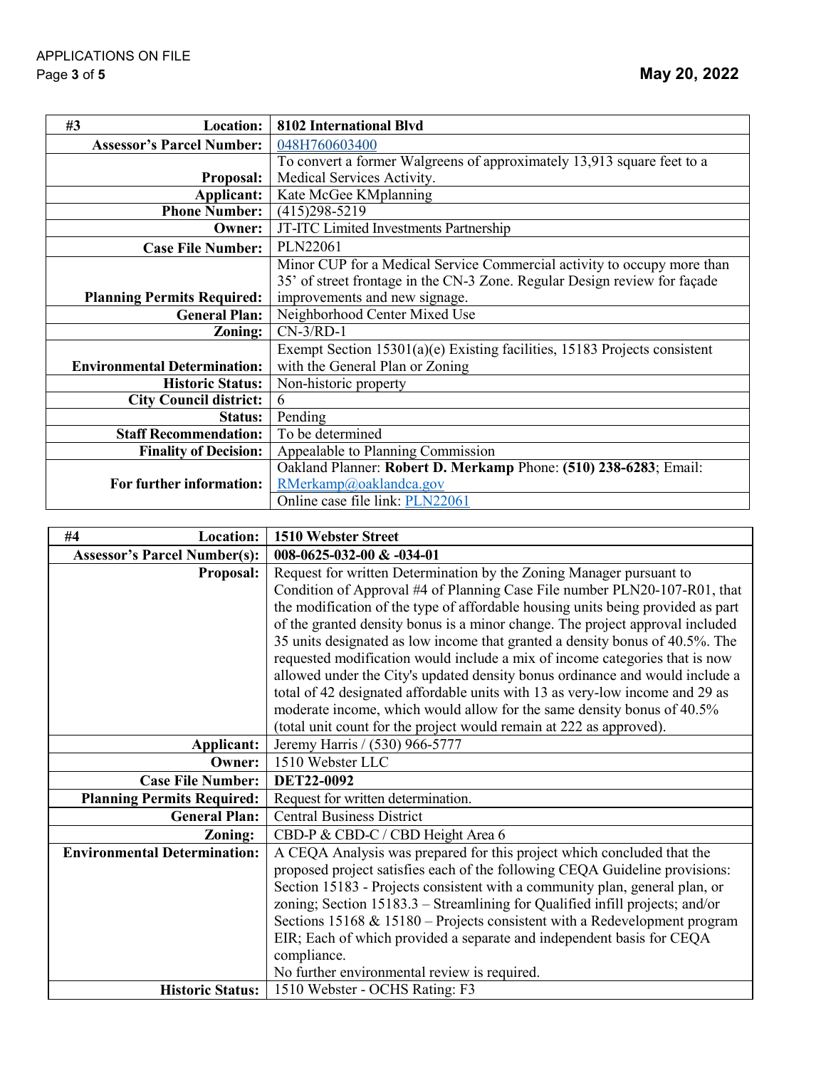| #3 Location: | 8102 International Blvd |
|---|---|
| Assessor's Parcel Number: | 048H760603400 |
| Proposal: | To convert a former Walgreens of approximately 13,913 square feet to a Medical Services Activity. |
| Applicant: | Kate McGee KMplanning |
| Phone Number: | (415)298-5219 |
| Owner: | JT-ITC Limited Investments Partnership |
| Case File Number: | PLN22061 |
| Planning Permits Required: | Minor CUP for a Medical Service Commercial activity to occupy more than 35' of street frontage in the CN-3 Zone. Regular Design review for façade improvements and new signage. |
| General Plan: | Neighborhood Center Mixed Use |
| Zoning: | CN-3/RD-1 |
| Environmental Determination: | Exempt Section 15301(a)(e) Existing facilities, 15183 Projects consistent with the General Plan or Zoning |
| Historic Status: | Non-historic property |
| City Council district: | 6 |
| Status: | Pending |
| Staff Recommendation: | To be determined |
| Finality of Decision: | Appealable to Planning Commission |
| For further information: | Oakland Planner: **Robert D. Merkamp** Phone: **(510) 238-6283**; Email: RMerkamp@oaklandca.gov<br>Online case file link: PLN22061 |

| #4 Location: | 1510 Webster Street |
|---|---|
| Assessor's Parcel Number(s): | 008-0625-032-00 & -034-01 |
| Proposal: | Request for written Determination by the Zoning Manager pursuant to Condition of Approval #4 of Planning Case File number PLN20-107-R01, that the modification of the type of affordable housing units being provided as part of the granted density bonus is a minor change. The project approval included 35 units designated as low income that granted a density bonus of 40.5%. The requested modification would include a mix of income categories that is now allowed under the City's updated density bonus ordinance and would include a total of 42 designated affordable units with 13 as very-low income and 29 as moderate income, which would allow for the same density bonus of 40.5% (total unit count for the project would remain at 222 as approved). |
| Applicant: | Jeremy Harris / (530) 966-5777 |
| Owner: | 1510 Webster LLC |
| Case File Number: | DET22-0092 |
| Planning Permits Required: | Request for written determination. |
| General Plan: | Central Business District |
| Zoning: | CBD-P & CBD-C / CBD Height Area 6 |
| Environmental Determination: | A CEQA Analysis was prepared for this project which concluded that the proposed project satisfies each of the following CEQA Guideline provisions: Section 15183 - Projects consistent with a community plan, general plan, or zoning; Section 15183.3 – Streamlining for Qualified infill projects; and/or Sections 15168 & 15180 – Projects consistent with a Redevelopment program EIR; Each of which provided a separate and independent basis for CEQA compliance.<br>No further environmental review is required. |
| Historic Status: | 1510 Webster - OCHS Rating: F3 |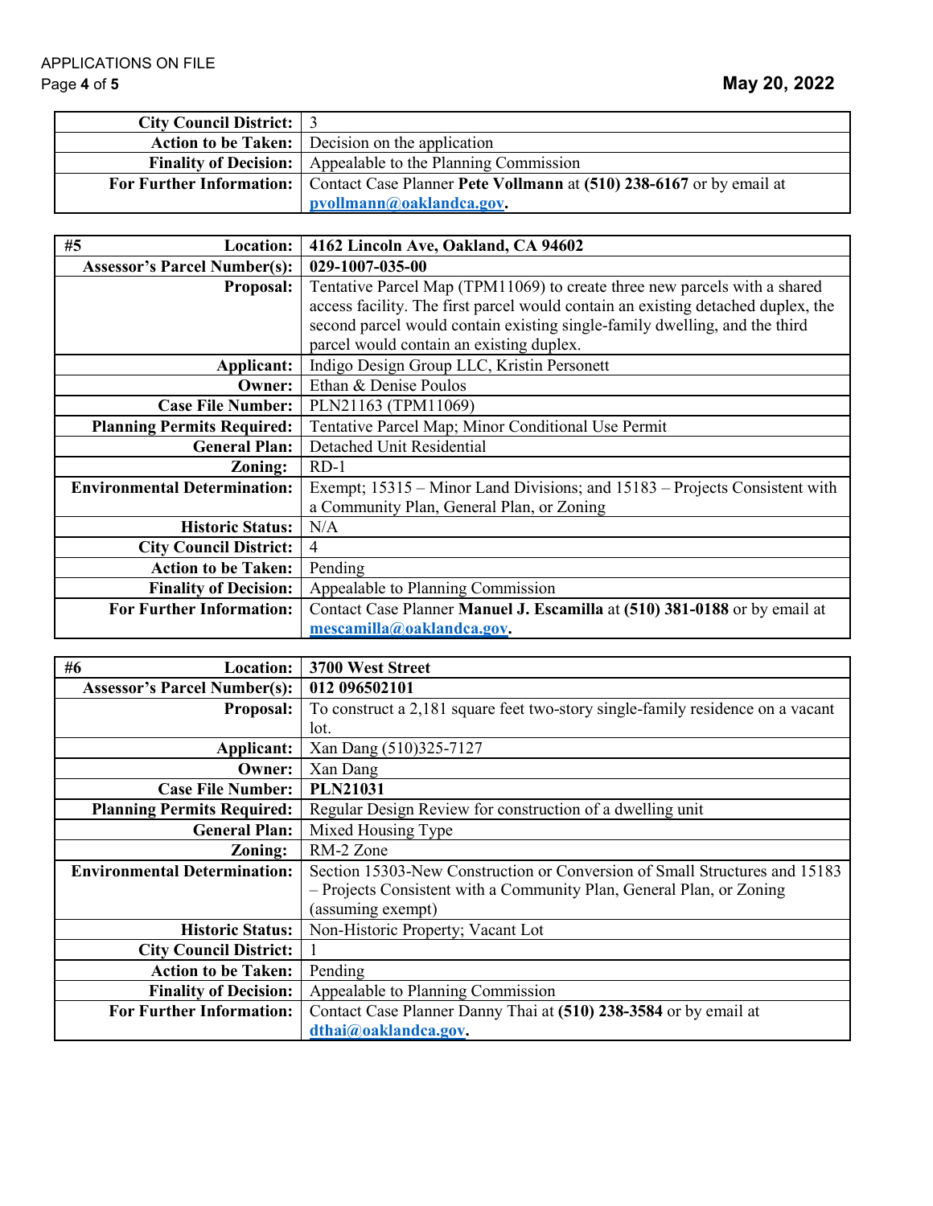| City Council District: | 3 |
|---|---|
| Action to be Taken: | Decision on the application |
| Finality of Decision: | Appealable to the Planning Commission |
| For Further Information: | Contact Case Planner **Pete Vollmann** at **(510) 238-6167** or by email at **pvollmann@oaklandca.gov.** |

| #5 Location: | 4162 Lincoln Ave, Oakland, CA 94602 |
|---|---|
| Assessor's Parcel Number(s): | **029-1007-035-00** |
| Proposal: | Tentative Parcel Map (TPM11069) to create three new parcels with a shared access facility. The first parcel would contain an existing detached duplex, the second parcel would contain existing single-family dwelling, and the third parcel would contain an existing duplex. |
| Applicant: | Indigo Design Group LLC, Kristin Personett |
| Owner: | Ethan & Denise Poulos |
| Case File Number: | PLN21163 (TPM11069) |
| Planning Permits Required: | Tentative Parcel Map; Minor Conditional Use Permit |
| General Plan: | Detached Unit Residential |
| Zoning: | RD-1 |
| Environmental Determination: | Exempt; 15315 – Minor Land Divisions; and 15183 – Projects Consistent with a Community Plan, General Plan, or Zoning |
| Historic Status: | N/A |
| City Council District: | 4 |
| Action to be Taken: | Pending |
| Finality of Decision: | Appealable to Planning Commission |
| For Further Information: | Contact Case Planner **Manuel J. Escamilla** at **(510) 381-0188** or by email at **mescamilla@oaklandca.gov.** |

| #6 Location: | 3700 West Street |
|---|---|
| Assessor's Parcel Number(s): | **012 096502101** |
| Proposal: | To construct a 2,181 square feet two-story single-family residence on a vacant lot. |
| Applicant: | Xan Dang (510)325-7127 |
| Owner: | Xan Dang |
| Case File Number: | **PLN21031** |
| Planning Permits Required: | Regular Design Review for construction of a dwelling unit |
| General Plan: | Mixed Housing Type |
| Zoning: | RM-2 Zone |
| Environmental Determination: | Section 15303-New Construction or Conversion of Small Structures and 15183 – Projects Consistent with a Community Plan, General Plan, or Zoning (assuming exempt) |
| Historic Status: | Non-Historic Property; Vacant Lot |
| City Council District: | 1 |
| Action to be Taken: | Pending |
| Finality of Decision: | Appealable to Planning Commission |
| For Further Information: | Contact Case Planner Danny Thai at **(510) 238-3584** or by email at **dthai@oaklandca.gov.** |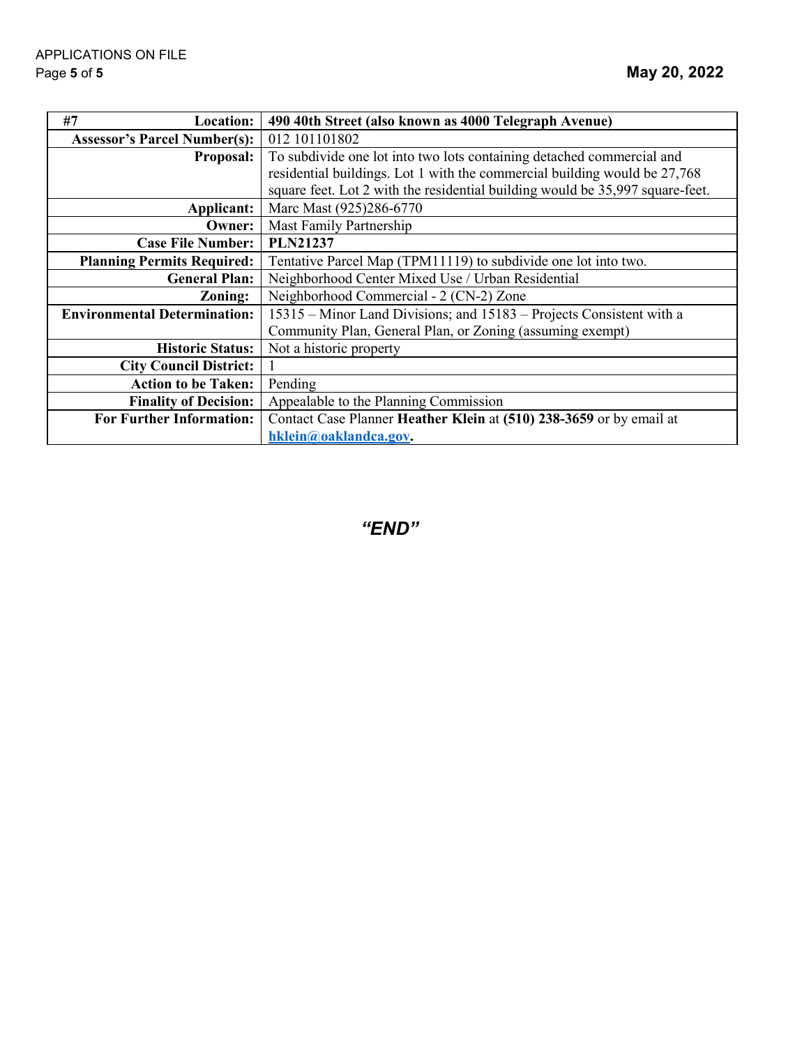| | |
|---|---|
| **#7 Location:** | **490 40th Street (also known as 4000 Telegraph Avenue)** |
| **Assessor's Parcel Number(s):** | 012 101101802 |
| **Proposal:** | To subdivide one lot into two lots containing detached commercial and residential buildings. Lot 1 with the commercial building would be 27,768 square feet. Lot 2 with the residential building would be 35,997 square-feet. |
| **Applicant:** | Marc Mast (925)286-6770 |
| **Owner:** | Mast Family Partnership |
| **Case File Number:** | **PLN21237** |
| **Planning Permits Required:** | Tentative Parcel Map (TPM11119) to subdivide one lot into two. |
| **General Plan:** | Neighborhood Center Mixed Use / Urban Residential |
| **Zoning:** | Neighborhood Commercial - 2 (CN-2) Zone |
| **Environmental Determination:** | 15315 – Minor Land Divisions; and 15183 – Projects Consistent with a Community Plan, General Plan, or Zoning (assuming exempt) |
| **Historic Status:** | Not a historic property |
| **City Council District:** | 1 |
| **Action to be Taken:** | Pending |
| **Finality of Decision:** | Appealable to the Planning Commission |
| **For Further Information:** | Contact Case Planner **Heather Klein** at **(510) 238-3659** or by email at **hklein@oaklandca.gov**. |

***"END"***